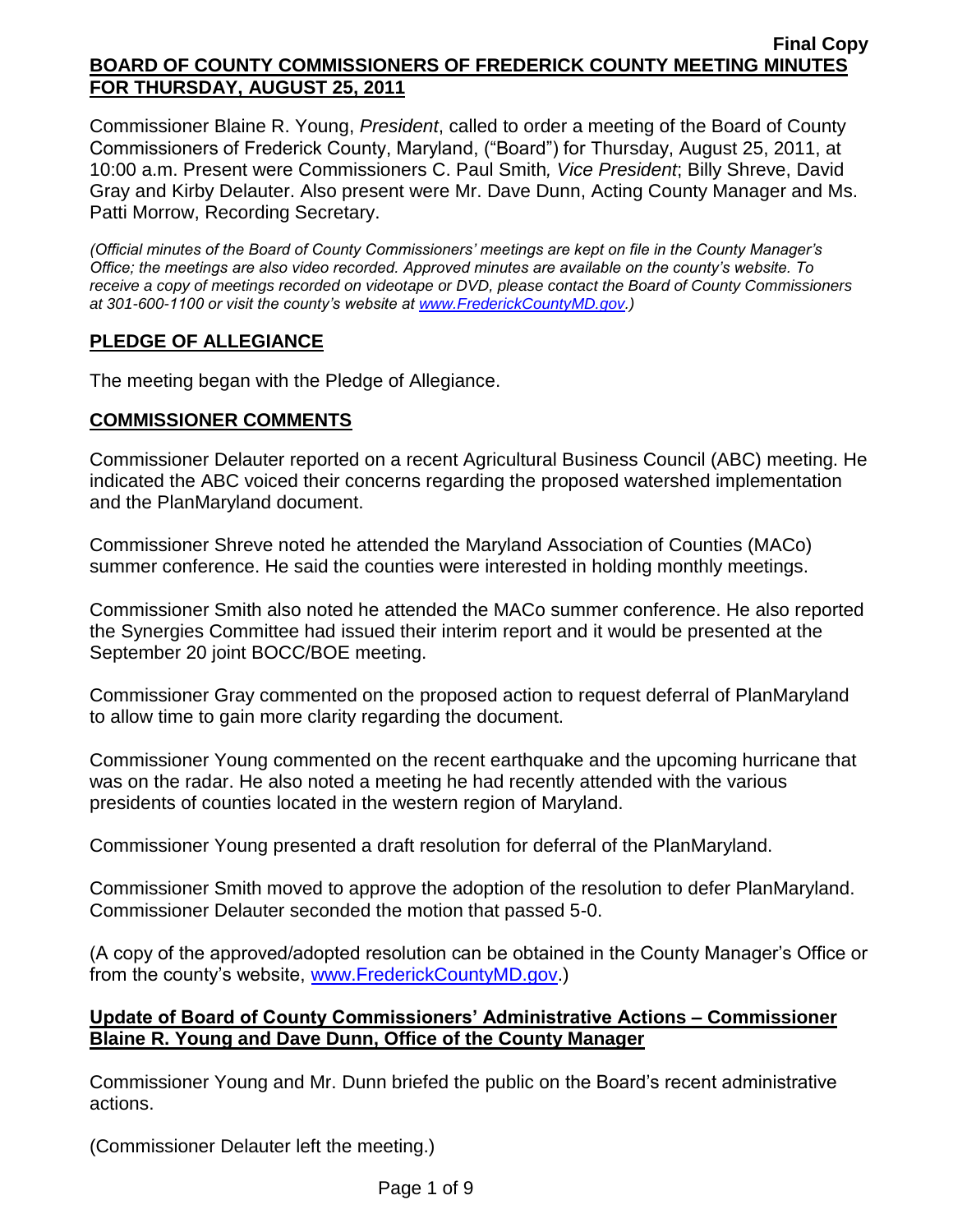**Final Copy**

**BOARD OF COUNTY COMMISSIONERS OF FREDERICK COUNTY MEETING MINUTES FOR THURSDAY, AUGUST 25, 2011**

Commissioner Blaine R. Young, *President*, called to order a meeting of the Board of County Commissioners of Frederick County, Maryland, ("Board") for Thursday, August 25, 2011, at 10:00 a.m. Present were Commissioners C. Paul Smith*, Vice President*; Billy Shreve, David Gray and Kirby Delauter. Also present were Mr. Dave Dunn, Acting County Manager and Ms. Patti Morrow, Recording Secretary.

*(Official minutes of the Board of County Commissioners' meetings are kept on file in the County Manager's Office; the meetings are also video recorded. Approved minutes are available on the county's website. To receive a copy of meetings recorded on videotape or DVD, please contact the Board of County Commissioners at 301-600-1100 or visit the county's website at www.FrederickCountyMD.gov.)*

## PLEDGE OF ALLEGIANCE

The meeting began with the Pledge of Allegiance.

## COMMISSIONER COMMENTS

Commissioner Delauter reported on a recent Agricultural Business Council (ABC) meeting. He indicated the ABC voiced their concerns regarding the proposed watershed implementation and the PlanMaryland document.

Commissioner Shreve noted he attended the Maryland Association of Counties (MACo) summer conference. He said the counties were interested in holding monthly meetings.

Commissioner Smith also noted he attended the MACo summer conference. He also reported the Synergies Committee had issued their interim report and it would be presented at the September 20 joint BOCC/BOE meeting.

Commissioner Gray commented on the proposed action to request deferral of PlanMaryland to allow time to gain more clarity regarding the document.

Commissioner Young commented on the recent earthquake and the upcoming hurricane that was on the radar. He also noted a meeting he had recently attended with the various presidents of counties located in the western region of Maryland.

Commissioner Young presented a draft resolution for deferral of the PlanMaryland.

Commissioner Smith moved to approve the adoption of the resolution to defer PlanMaryland. Commissioner Delauter seconded the motion that passed 5-0.

(A copy of the approved/adopted resolution can be obtained in the County Manager's Office or from the county's website, www.FrederickCountyMD.gov.)

## Update of Board of County Commissioners' Administrative Actions – Commissioner Blaine R. Young and Dave Dunn, Office of the County Manager

Commissioner Young and Mr. Dunn briefed the public on the Board's recent administrative actions.

(Commissioner Delauter left the meeting.)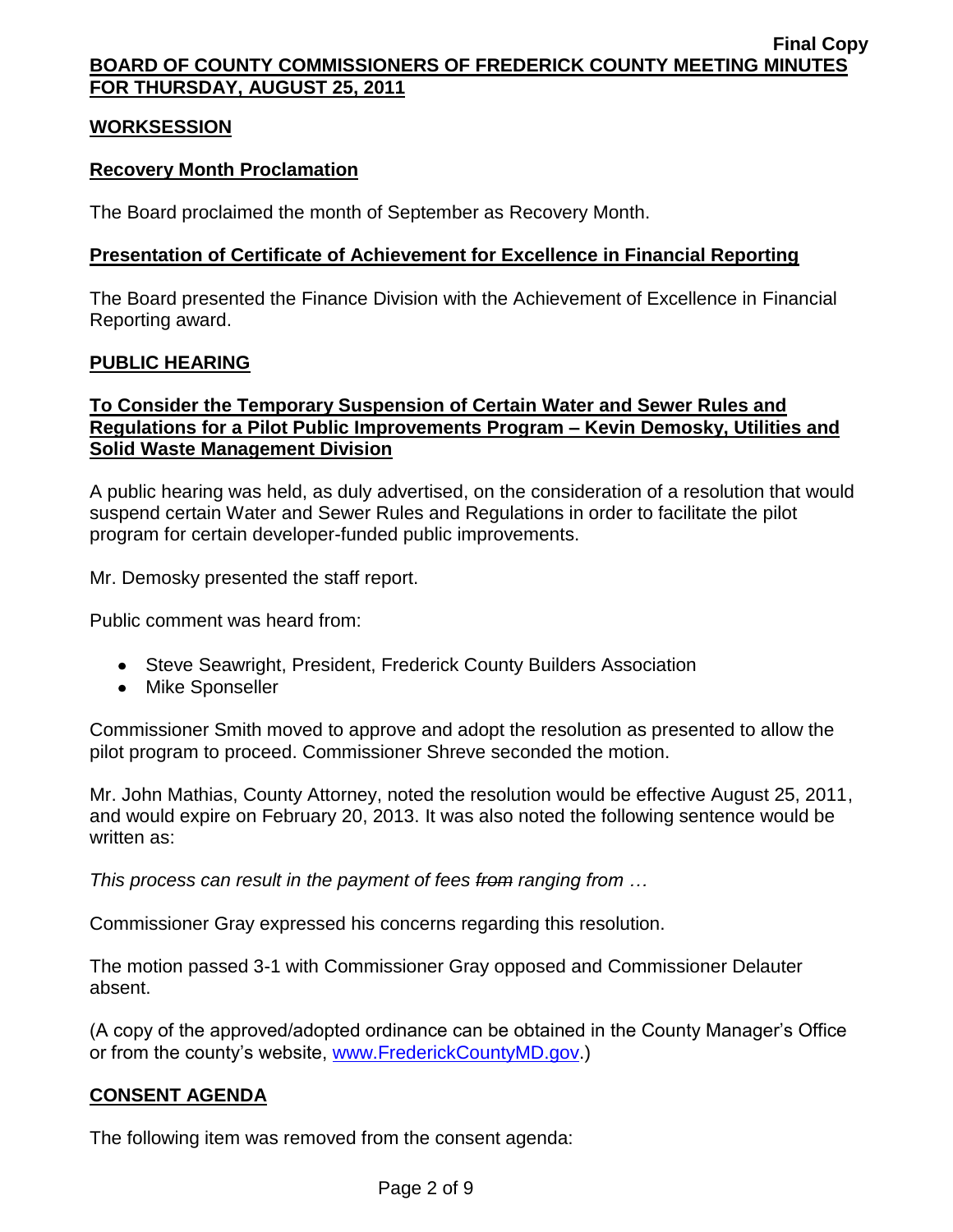## WORKSESSION

### Recovery Month Proclamation

The Board proclaimed the month of September as Recovery Month.

### Presentation of Certificate of Achievement for Excellence in Financial Reporting

The Board presented the Finance Division with the Achievement of Excellence in Financial Reporting award.

## PUBLIC HEARING

### To Consider the Temporary Suspension of Certain Water and Sewer Rules and Regulations for a Pilot Public Improvements Program – Kevin Demosky, Utilities and Solid Waste Management Division

A public hearing was held, as duly advertised, on the consideration of a resolution that would suspend certain Water and Sewer Rules and Regulations in order to facilitate the pilot program for certain developer-funded public improvements.

Mr. Demosky presented the staff report.

Public comment was heard from:

- Steve Seawright, President, Frederick County Builders Association
- Mike Sponseller

Commissioner Smith moved to approve and adopt the resolution as presented to allow the pilot program to proceed. Commissioner Shreve seconded the motion.

Mr. John Mathias, County Attorney, noted the resolution would be effective August 25, 2011, and would expire on February 20, 2013. It was also noted the following sentence would be written as:

*This process can result in the payment of fees ~~from~~ ranging from …*

Commissioner Gray expressed his concerns regarding this resolution.

The motion passed 3-1 with Commissioner Gray opposed and Commissioner Delauter absent.

(A copy of the approved/adopted ordinance can be obtained in the County Manager's Office or from the county's website, www.FrederickCountyMD.gov.)

## CONSENT AGENDA

The following item was removed from the consent agenda: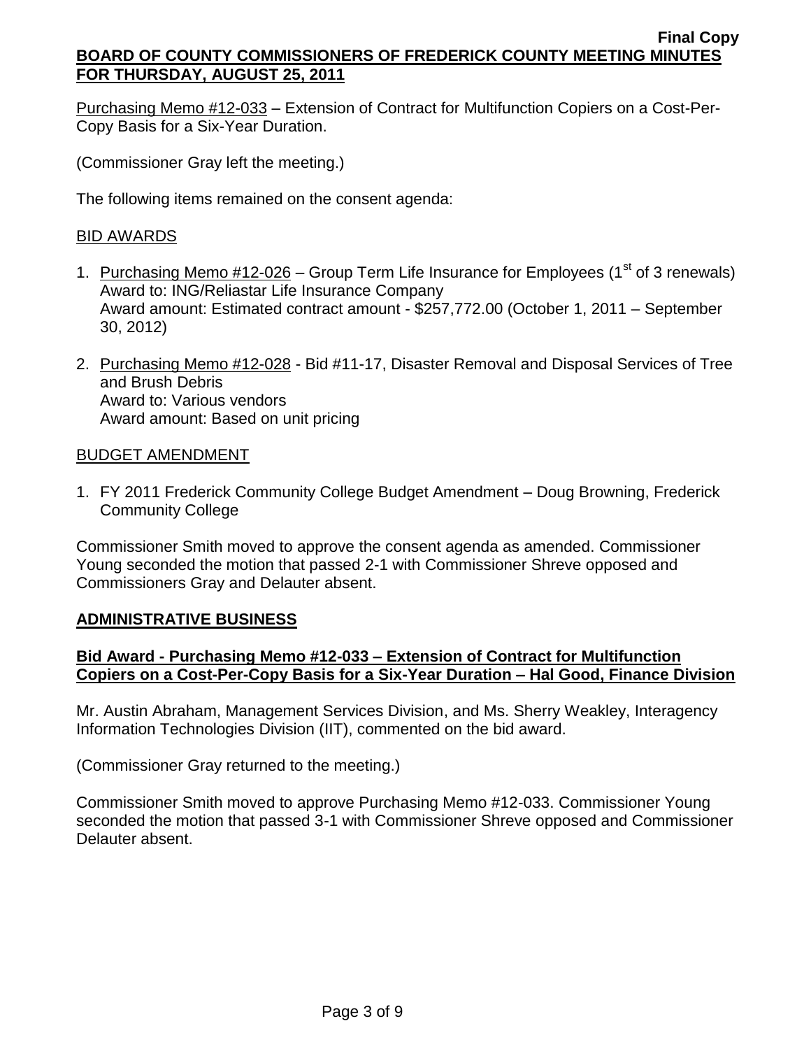Purchasing Memo #12-033 – Extension of Contract for Multifunction Copiers on a Cost-Per-Copy Basis for a Six-Year Duration.

(Commissioner Gray left the meeting.)

The following items remained on the consent agenda:

BID AWARDS

1. Purchasing Memo #12-026 – Group Term Life Insurance for Employees (1st of 3 renewals)
   Award to: ING/Reliastar Life Insurance Company
   Award amount: Estimated contract amount - $257,772.00 (October 1, 2011 – September 30, 2012)

2. Purchasing Memo #12-028 - Bid #11-17, Disaster Removal and Disposal Services of Tree and Brush Debris
   Award to: Various vendors
   Award amount: Based on unit pricing

BUDGET AMENDMENT

1. FY 2011 Frederick Community College Budget Amendment – Doug Browning, Frederick Community College

Commissioner Smith moved to approve the consent agenda as amended. Commissioner Young seconded the motion that passed 2-1 with Commissioner Shreve opposed and Commissioners Gray and Delauter absent.

## ADMINISTRATIVE BUSINESS

### Bid Award - Purchasing Memo #12-033 – Extension of Contract for Multifunction Copiers on a Cost-Per-Copy Basis for a Six-Year Duration – Hal Good, Finance Division

Mr. Austin Abraham, Management Services Division, and Ms. Sherry Weakley, Interagency Information Technologies Division (IIT), commented on the bid award.

(Commissioner Gray returned to the meeting.)

Commissioner Smith moved to approve Purchasing Memo #12-033. Commissioner Young seconded the motion that passed 3-1 with Commissioner Shreve opposed and Commissioner Delauter absent.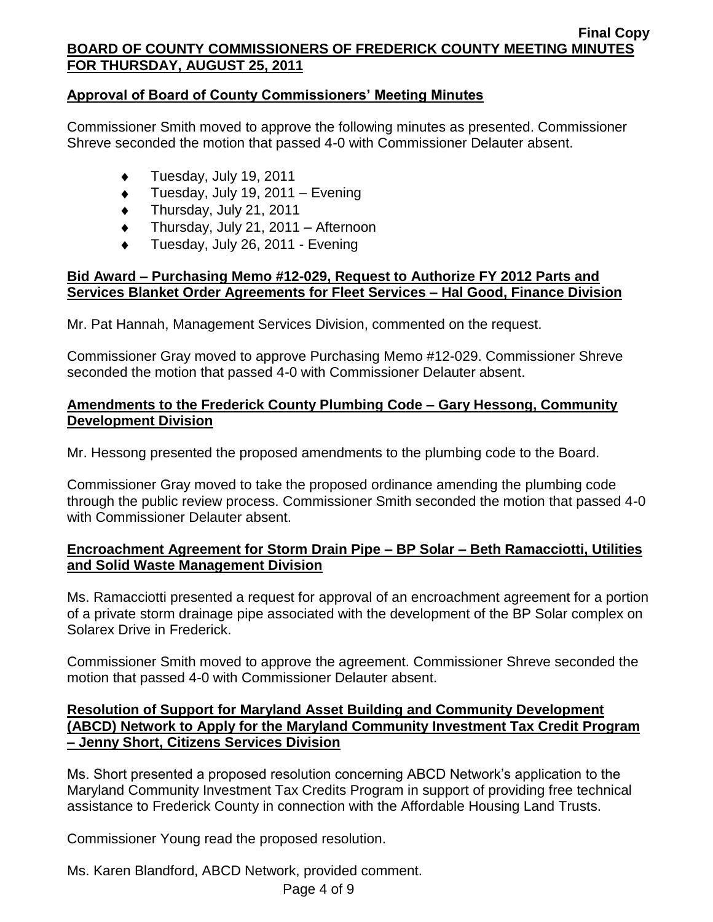## Approval of Board of County Commissioners' Meeting Minutes

Commissioner Smith moved to approve the following minutes as presented. Commissioner Shreve seconded the motion that passed 4-0 with Commissioner Delauter absent.

- Tuesday, July 19, 2011
- Tuesday, July 19, 2011 – Evening
- Thursday, July 21, 2011
- Thursday, July 21, 2011 – Afternoon
- Tuesday, July 26, 2011 - Evening

## Bid Award – Purchasing Memo #12-029, Request to Authorize FY 2012 Parts and Services Blanket Order Agreements for Fleet Services – Hal Good, Finance Division

Mr. Pat Hannah, Management Services Division, commented on the request.

Commissioner Gray moved to approve Purchasing Memo #12-029. Commissioner Shreve seconded the motion that passed 4-0 with Commissioner Delauter absent.

## Amendments to the Frederick County Plumbing Code – Gary Hessong, Community Development Division

Mr. Hessong presented the proposed amendments to the plumbing code to the Board.

Commissioner Gray moved to take the proposed ordinance amending the plumbing code through the public review process. Commissioner Smith seconded the motion that passed 4-0 with Commissioner Delauter absent.

## Encroachment Agreement for Storm Drain Pipe – BP Solar – Beth Ramacciotti, Utilities and Solid Waste Management Division

Ms. Ramacciotti presented a request for approval of an encroachment agreement for a portion of a private storm drainage pipe associated with the development of the BP Solar complex on Solarex Drive in Frederick.

Commissioner Smith moved to approve the agreement. Commissioner Shreve seconded the motion that passed 4-0 with Commissioner Delauter absent.

## Resolution of Support for Maryland Asset Building and Community Development (ABCD) Network to Apply for the Maryland Community Investment Tax Credit Program – Jenny Short, Citizens Services Division

Ms. Short presented a proposed resolution concerning ABCD Network's application to the Maryland Community Investment Tax Credits Program in support of providing free technical assistance to Frederick County in connection with the Affordable Housing Land Trusts.

Commissioner Young read the proposed resolution.

Ms. Karen Blandford, ABCD Network, provided comment.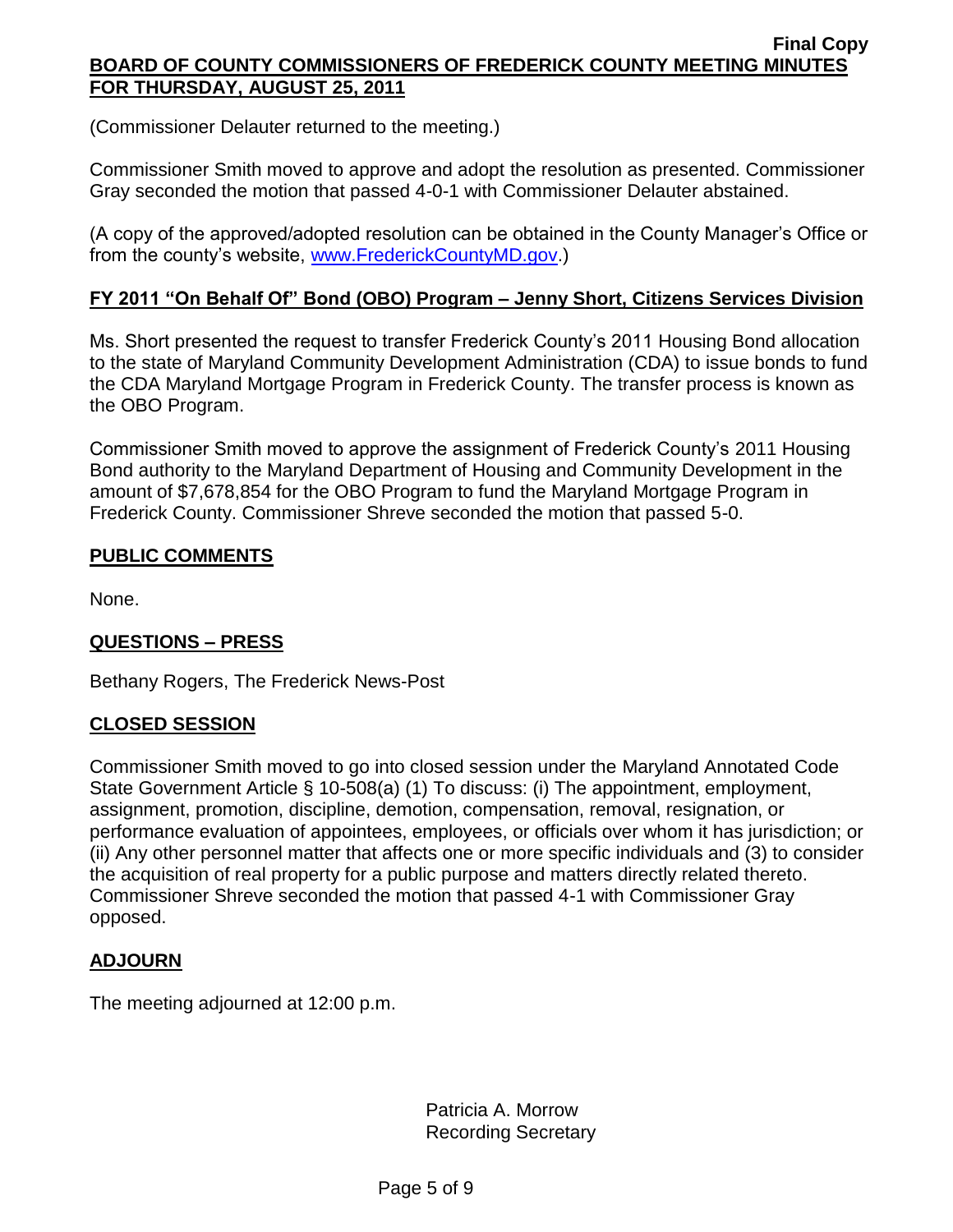(Commissioner Delauter returned to the meeting.)

Commissioner Smith moved to approve and adopt the resolution as presented. Commissioner Gray seconded the motion that passed 4-0-1 with Commissioner Delauter abstained.

(A copy of the approved/adopted resolution can be obtained in the County Manager's Office or from the county's website, www.FrederickCountyMD.gov.)

## FY 2011 "On Behalf Of" Bond (OBO) Program – Jenny Short, Citizens Services Division

Ms. Short presented the request to transfer Frederick County's 2011 Housing Bond allocation to the state of Maryland Community Development Administration (CDA) to issue bonds to fund the CDA Maryland Mortgage Program in Frederick County. The transfer process is known as the OBO Program.

Commissioner Smith moved to approve the assignment of Frederick County's 2011 Housing Bond authority to the Maryland Department of Housing and Community Development in the amount of $7,678,854 for the OBO Program to fund the Maryland Mortgage Program in Frederick County. Commissioner Shreve seconded the motion that passed 5-0.

## PUBLIC COMMENTS

None.

## QUESTIONS – PRESS

Bethany Rogers, The Frederick News-Post

## CLOSED SESSION

Commissioner Smith moved to go into closed session under the Maryland Annotated Code State Government Article § 10-508(a) (1) To discuss: (i) The appointment, employment, assignment, promotion, discipline, demotion, compensation, removal, resignation, or performance evaluation of appointees, employees, or officials over whom it has jurisdiction; or (ii) Any other personnel matter that affects one or more specific individuals and (3) to consider the acquisition of real property for a public purpose and matters directly related thereto. Commissioner Shreve seconded the motion that passed 4-1 with Commissioner Gray opposed.

## ADJOURN

The meeting adjourned at 12:00 p.m.

Patricia A. Morrow
Recording Secretary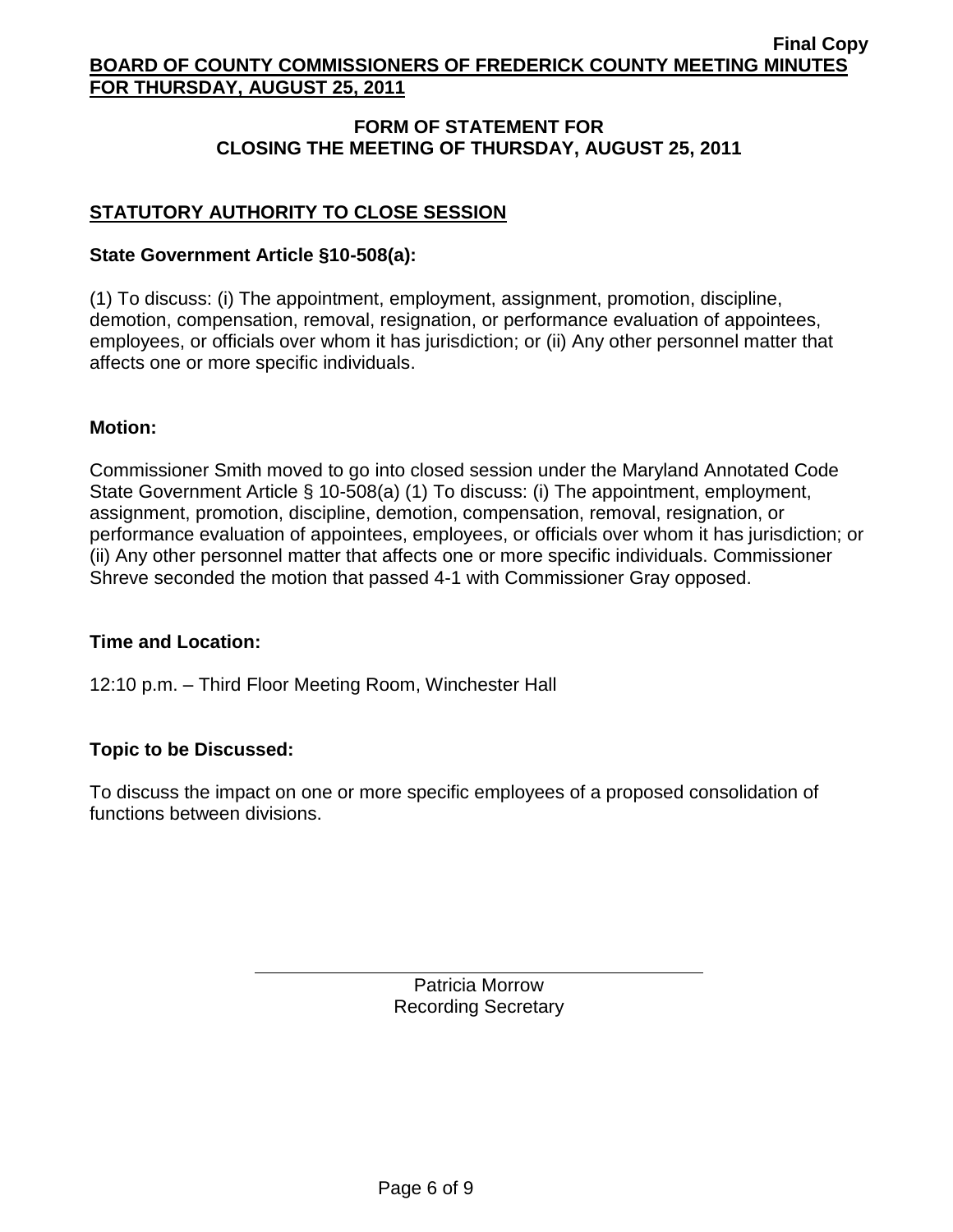## FORM OF STATEMENT FOR CLOSING THE MEETING OF THURSDAY, AUGUST 25, 2011

### STATUTORY AUTHORITY TO CLOSE SESSION

**State Government Article §10-508(a):**

(1) To discuss: (i) The appointment, employment, assignment, promotion, discipline, demotion, compensation, removal, resignation, or performance evaluation of appointees, employees, or officials over whom it has jurisdiction; or (ii) Any other personnel matter that affects one or more specific individuals.

**Motion:**

Commissioner Smith moved to go into closed session under the Maryland Annotated Code State Government Article § 10-508(a) (1) To discuss: (i) The appointment, employment, assignment, promotion, discipline, demotion, compensation, removal, resignation, or performance evaluation of appointees, employees, or officials over whom it has jurisdiction; or (ii) Any other personnel matter that affects one or more specific individuals. Commissioner Shreve seconded the motion that passed 4-1 with Commissioner Gray opposed.

**Time and Location:**

12:10 p.m. – Third Floor Meeting Room, Winchester Hall

**Topic to be Discussed:**

To discuss the impact on one or more specific employees of a proposed consolidation of functions between divisions.

Patricia Morrow
Recording Secretary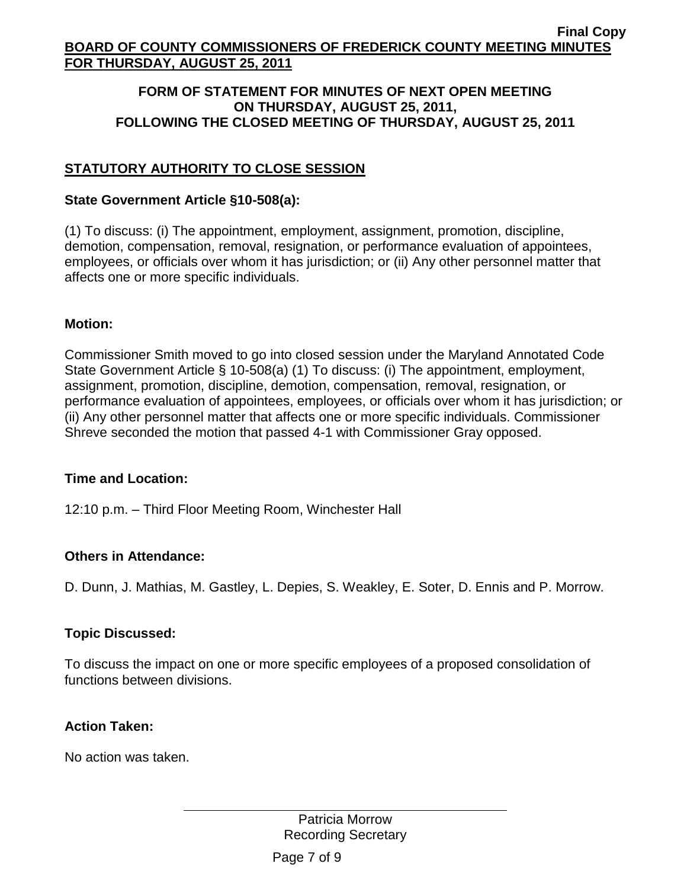## FORM OF STATEMENT FOR MINUTES OF NEXT OPEN MEETING ON THURSDAY, AUGUST 25, 2011, FOLLOWING THE CLOSED MEETING OF THURSDAY, AUGUST 25, 2011

### STATUTORY AUTHORITY TO CLOSE SESSION

**State Government Article §10-508(a):**

(1) To discuss: (i) The appointment, employment, assignment, promotion, discipline, demotion, compensation, removal, resignation, or performance evaluation of appointees, employees, or officials over whom it has jurisdiction; or (ii) Any other personnel matter that affects one or more specific individuals.

**Motion:**

Commissioner Smith moved to go into closed session under the Maryland Annotated Code State Government Article § 10-508(a) (1) To discuss: (i) The appointment, employment, assignment, promotion, discipline, demotion, compensation, removal, resignation, or performance evaluation of appointees, employees, or officials over whom it has jurisdiction; or (ii) Any other personnel matter that affects one or more specific individuals. Commissioner Shreve seconded the motion that passed 4-1 with Commissioner Gray opposed.

**Time and Location:**

12:10 p.m. – Third Floor Meeting Room, Winchester Hall

**Others in Attendance:**

D. Dunn, J. Mathias, M. Gastley, L. Depies, S. Weakley, E. Soter, D. Ennis and P. Morrow.

**Topic Discussed:**

To discuss the impact on one or more specific employees of a proposed consolidation of functions between divisions.

**Action Taken:**

No action was taken.

Patricia Morrow
Recording Secretary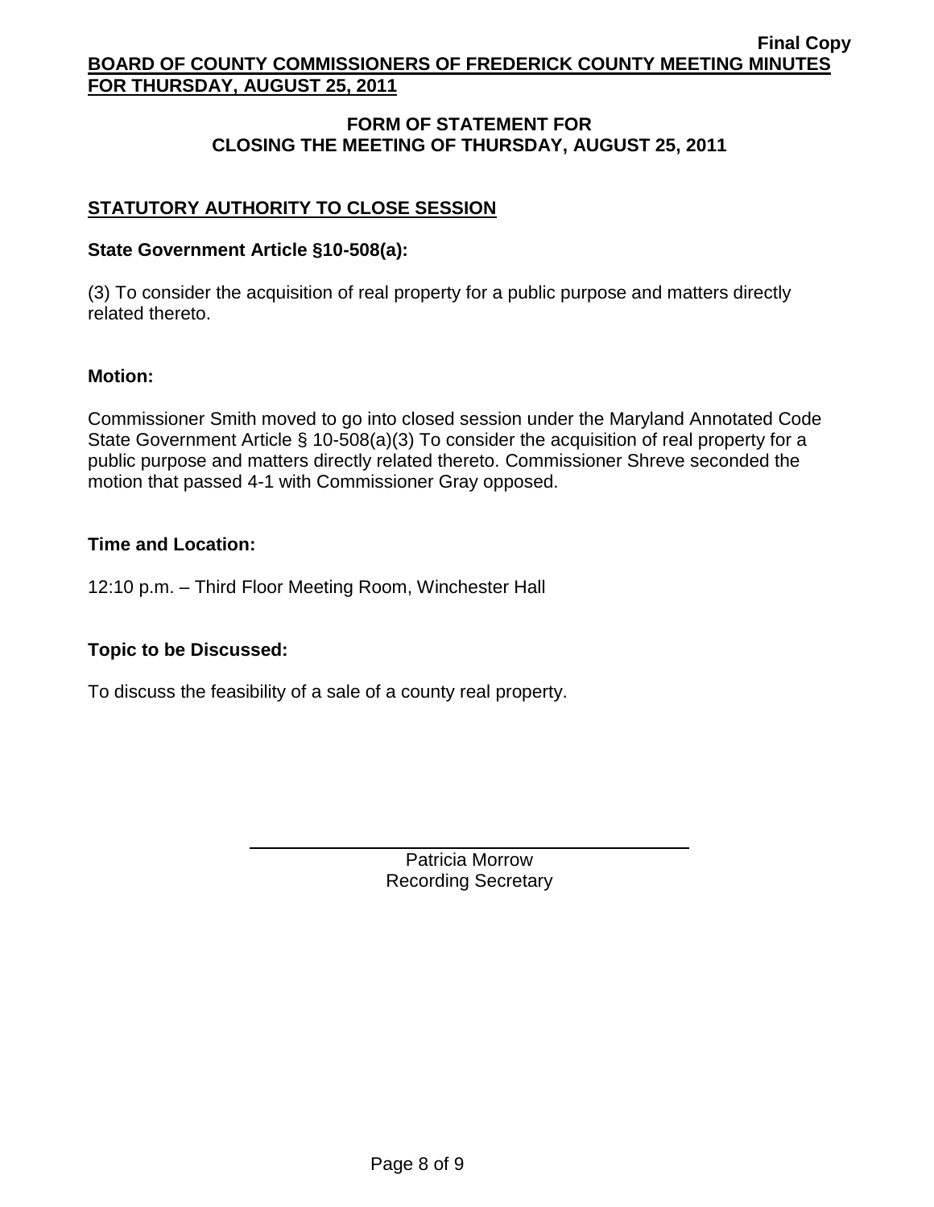## FORM OF STATEMENT FOR CLOSING THE MEETING OF THURSDAY, AUGUST 25, 2011

### STATUTORY AUTHORITY TO CLOSE SESSION

**State Government Article §10-508(a):**

(3) To consider the acquisition of real property for a public purpose and matters directly related thereto.

**Motion:**

Commissioner Smith moved to go into closed session under the Maryland Annotated Code State Government Article § 10-508(a)(3) To consider the acquisition of real property for a public purpose and matters directly related thereto. Commissioner Shreve seconded the motion that passed 4-1 with Commissioner Gray opposed.

**Time and Location:**

12:10 p.m. – Third Floor Meeting Room, Winchester Hall

**Topic to be Discussed:**

To discuss the feasibility of a sale of a county real property.

Patricia Morrow
Recording Secretary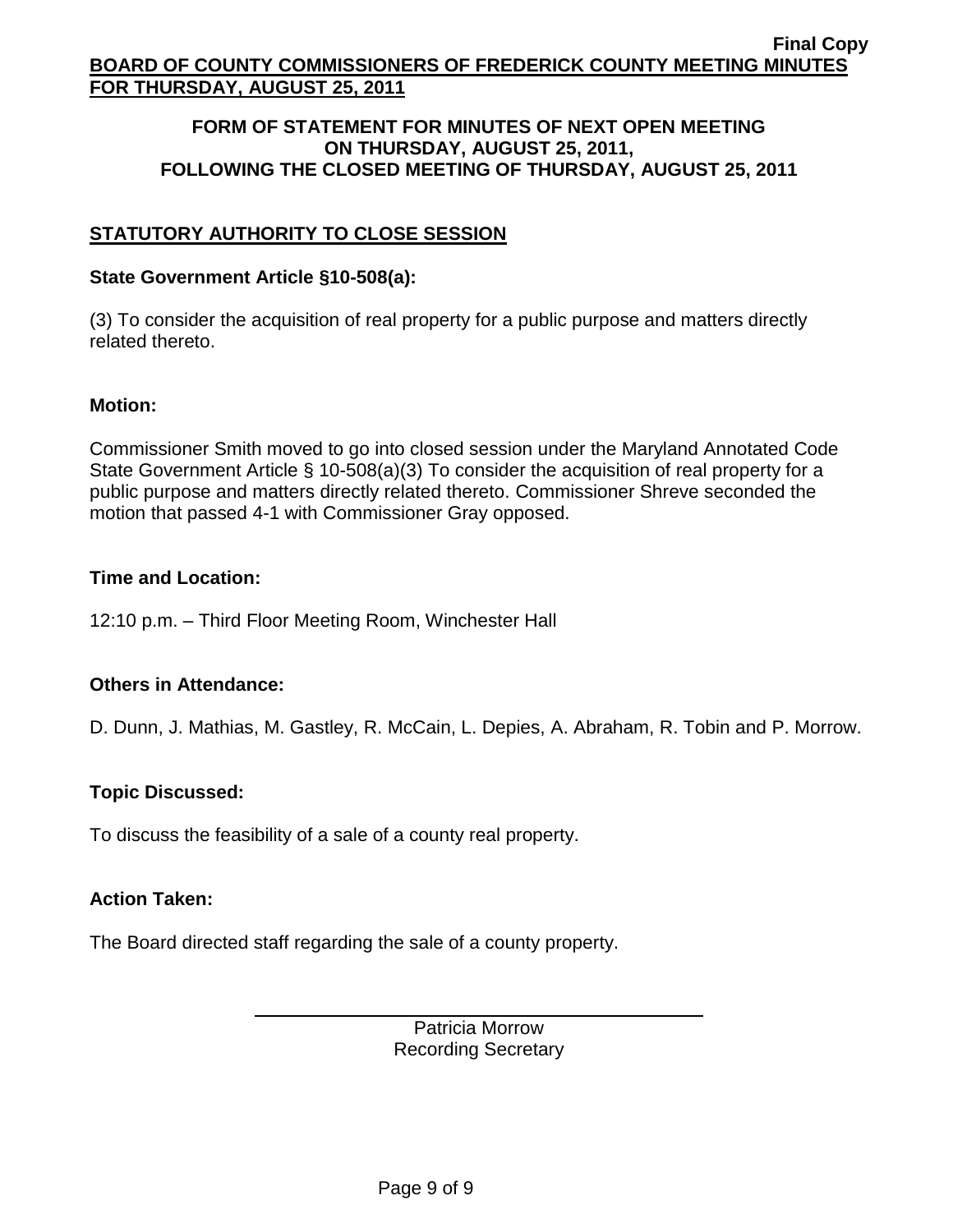## FORM OF STATEMENT FOR MINUTES OF NEXT OPEN MEETING ON THURSDAY, AUGUST 25, 2011, FOLLOWING THE CLOSED MEETING OF THURSDAY, AUGUST 25, 2011

### STATUTORY AUTHORITY TO CLOSE SESSION

**State Government Article §10-508(a):**

(3) To consider the acquisition of real property for a public purpose and matters directly related thereto.

**Motion:**

Commissioner Smith moved to go into closed session under the Maryland Annotated Code State Government Article § 10-508(a)(3) To consider the acquisition of real property for a public purpose and matters directly related thereto. Commissioner Shreve seconded the motion that passed 4-1 with Commissioner Gray opposed.

**Time and Location:**

12:10 p.m. – Third Floor Meeting Room, Winchester Hall

**Others in Attendance:**

D. Dunn, J. Mathias, M. Gastley, R. McCain, L. Depies, A. Abraham, R. Tobin and P. Morrow.

**Topic Discussed:**

To discuss the feasibility of a sale of a county real property.

**Action Taken:**

The Board directed staff regarding the sale of a county property.

Patricia Morrow
Recording Secretary